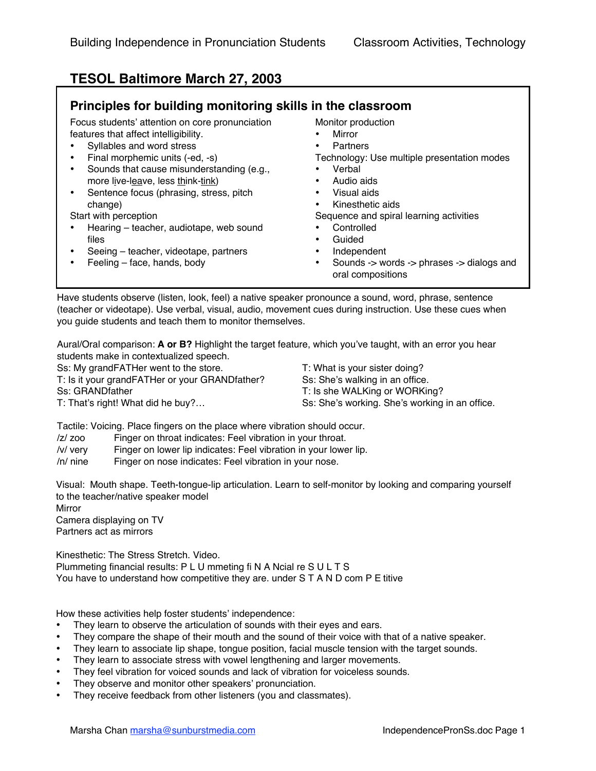# TESOL Baltimore March 27, 2003

## Principles for building monitoring skills in the classroom

Focus students' attention on core pronunciation features that affect intelligibility.

- Syllables and word stress
- Final morphemic units (-ed, -s)
- Sounds that cause misunderstanding (e.g., more live-leave, less think-tink)
- Sentence focus (phrasing, stress, pitch change)

Start with perception

- Hearing – teacher, audiotape, web sound files
- Seeing – teacher, videotape, partners
- Feeling – face, hands, body

Monitor production

- Mirror
- Partners

Technology: Use multiple presentation modes

- Verbal
- Audio aids
- Visual aids
- Kinesthetic aids

Sequence and spiral learning activities

- Controlled
- Guided
- Independent
- Sounds -> words -> phrases -> dialogs and oral compositions

Have students observe (listen, look, feel) a native speaker pronounce a sound, word, phrase, sentence (teacher or videotape). Use verbal, visual, audio, movement cues during instruction. Use these cues when you guide students and teach them to monitor themselves.

Aural/Oral comparison: **A or B?** Highlight the target feature, which you've taught, with an error you hear students make in contextualized speech.

Ss: My grandFATHer went to the store.
T: Is it your grandFATHer or your GRANDfather?
Ss: GRANDfather
T: That's right! What did he buy?…

T: What is your sister doing?
Ss: She's walking in an office.
T: Is she WALKing or WORKing?
Ss: She's working. She's working in an office.

Tactile: Voicing. Place fingers on the place where vibration should occur.

/z/ zoo  Finger on throat indicates: Feel vibration in your throat.
/v/ very  Finger on lower lip indicates: Feel vibration in your lower lip.
/n/ nine  Finger on nose indicates: Feel vibration in your nose.

Visual: Mouth shape. Teeth-tongue-lip articulation. Learn to self-monitor by looking and comparing yourself to the teacher/native speaker model
Mirror
Camera displaying on TV
Partners act as mirrors

Kinesthetic: The Stress Stretch. Video.
Plummeting financial results: P L U mmeting fi N A Ncial re S U L T S
You have to understand how competitive they are. under S T A N D com P E titive

How these activities help foster students' independence:

- They learn to observe the articulation of sounds with their eyes and ears.
- They compare the shape of their mouth and the sound of their voice with that of a native speaker.
- They learn to associate lip shape, tongue position, facial muscle tension with the target sounds.
- They learn to associate stress with vowel lengthening and larger movements.
- They feel vibration for voiced sounds and lack of vibration for voiceless sounds.
- They observe and monitor other speakers' pronunciation.
- They receive feedback from other listeners (you and classmates).

Marsha Chan marsha@sunburstmedia.com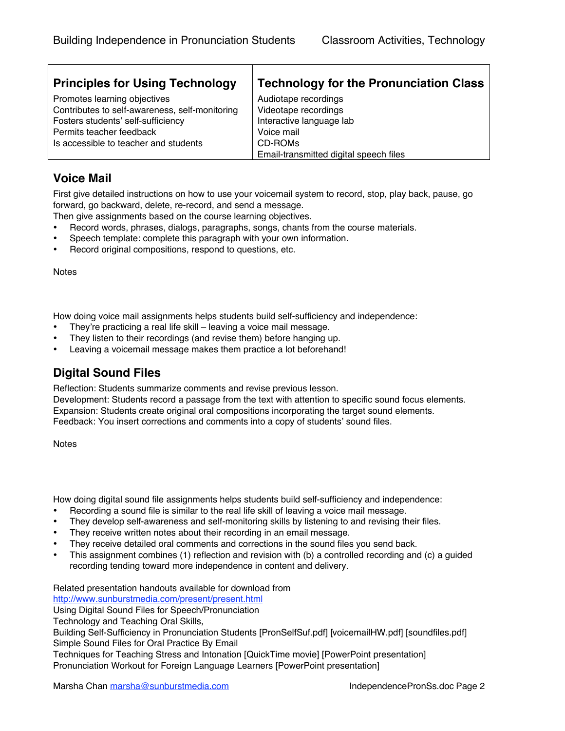| Principles for Using Technology | Technology for the Pronunciation Class |
|---|---|
| Promotes learning objectives | Audiotape recordings |
| Contributes to self-awareness, self-monitoring | Videotape recordings |
| Fosters students' self-sufficiency | Interactive language lab |
| Permits teacher feedback | Voice mail |
| Is accessible to teacher and students | CD-ROMs |
| | Email-transmitted digital speech files |

## Voice Mail

First give detailed instructions on how to use your voicemail system to record, stop, play back, pause, go forward, go backward, delete, re-record, and send a message.
Then give assignments based on the course learning objectives.

- Record words, phrases, dialogs, paragraphs, songs, chants from the course materials.
- Speech template: complete this paragraph with your own information.
- Record original compositions, respond to questions, etc.

Notes

How doing voice mail assignments helps students build self-sufficiency and independence:

- They're practicing a real life skill – leaving a voice mail message.
- They listen to their recordings (and revise them) before hanging up.
- Leaving a voicemail message makes them practice a lot beforehand!

## Digital Sound Files

Reflection: Students summarize comments and revise previous lesson.
Development: Students record a passage from the text with attention to specific sound focus elements.
Expansion: Students create original oral compositions incorporating the target sound elements.
Feedback: You insert corrections and comments into a copy of students' sound files.

Notes

How doing digital sound file assignments helps students build self-sufficiency and independence:

- Recording a sound file is similar to the real life skill of leaving a voice mail message.
- They develop self-awareness and self-monitoring skills by listening to and revising their files.
- They receive written notes about their recording in an email message.
- They receive detailed oral comments and corrections in the sound files you send back.
- This assignment combines (1) reflection and revision with (b) a controlled recording and (c) a guided recording tending toward more independence in content and delivery.

Related presentation handouts available for download from
http://www.sunburstmedia.com/present/present.html
Using Digital Sound Files for Speech/Pronunciation
Technology and Teaching Oral Skills,
Building Self-Sufficiency in Pronunciation Students [PronSelfSuf.pdf] [voicemailHW.pdf] [soundfiles.pdf]
Simple Sound Files for Oral Practice By Email
Techniques for Teaching Stress and Intonation [QuickTime movie] [PowerPoint presentation]
Pronunciation Workout for Foreign Language Learners [PowerPoint presentation]

Marsha Chan marsha@sunburstmedia.com